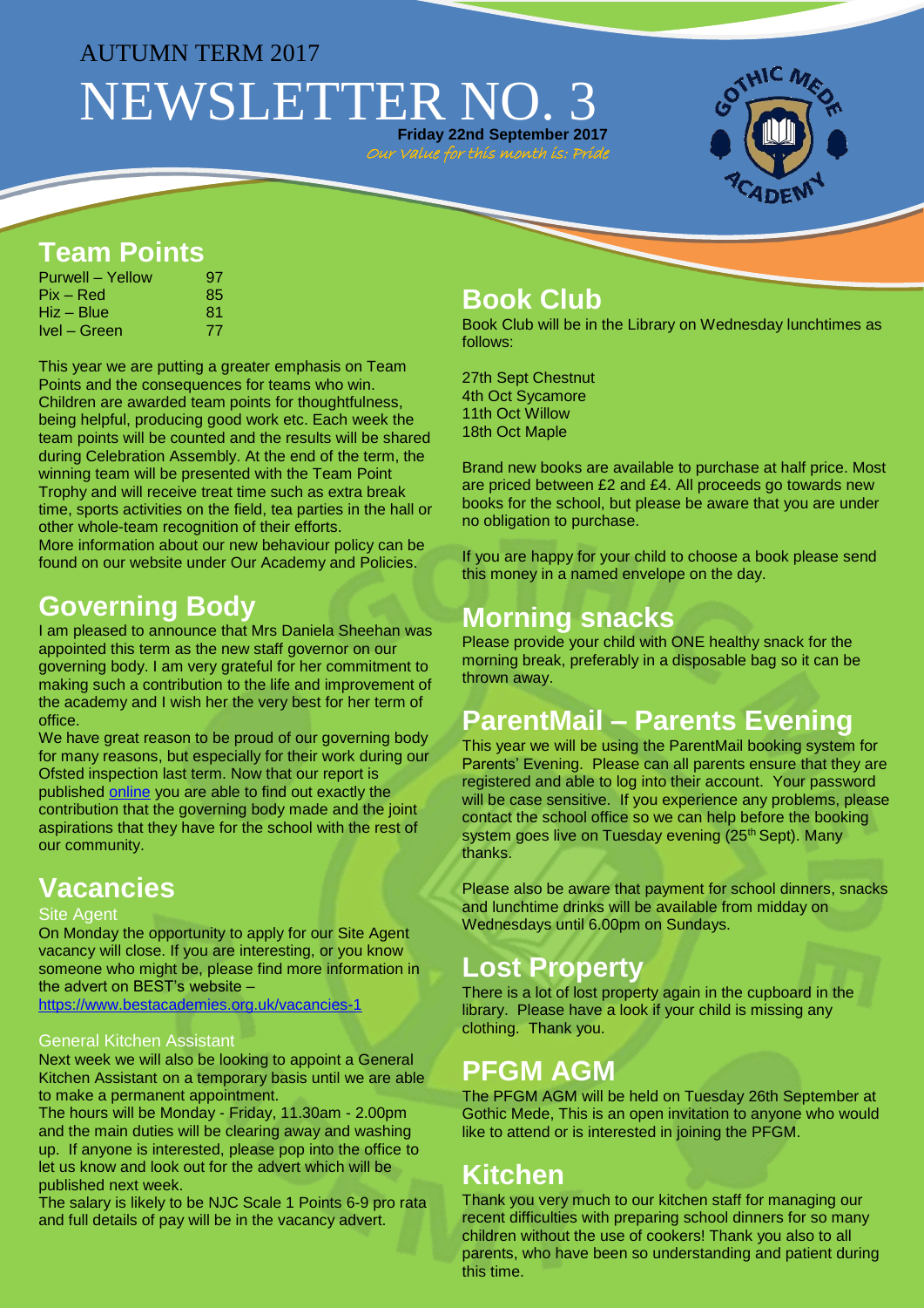AUTUMN TERM 2017

# NEWSLETTER NO. 3

**Friday 22nd September 2017**

*Our value for this month is: Pride*

## Team Points

| Team | Points |
|---|---|
| Purwell – Yellow | 97 |
| Pix – Red | 85 |
| Hiz – Blue | 81 |
| Ivel – Green | 77 |

This year we are putting a greater emphasis on Team Points and the consequences for teams who win. Children are awarded team points for thoughtfulness, being helpful, producing good work etc. Each week the team points will be counted and the results will be shared during Celebration Assembly. At the end of the term, the winning team will be presented with the Team Point Trophy and will receive treat time such as extra break time, sports activities on the field, tea parties in the hall or other whole-team recognition of their efforts.
More information about our new behaviour policy can be found on our website under Our Academy and Policies.

## Governing Body

I am pleased to announce that Mrs Daniela Sheehan was appointed this term as the new staff governor on our governing body. I am very grateful for her commitment to making such a contribution to the life and improvement of the academy and I wish her the very best for her term of office.
We have great reason to be proud of our governing body for many reasons, but especially for their work during our Ofsted inspection last term. Now that our report is published online you are able to find out exactly the contribution that the governing body made and the joint aspirations that they have for the school with the rest of our community.

## Vacancies

### Site Agent

On Monday the opportunity to apply for our Site Agent vacancy will close. If you are interesting, or you know someone who might be, please find more information in the advert on BEST's website –
https://www.bestacademies.org.uk/vacancies-1

### General Kitchen Assistant

Next week we will also be looking to appoint a General Kitchen Assistant on a temporary basis until we are able to make a permanent appointment.
The hours will be Monday - Friday, 11.30am - 2.00pm and the main duties will be clearing away and washing up. If anyone is interested, please pop into the office to let us know and look out for the advert which will be published next week.
The salary is likely to be NJC Scale 1 Points 6-9 pro rata and full details of pay will be in the vacancy advert.

## Book Club

Book Club will be in the Library on Wednesday lunchtimes as follows:

27th Sept Chestnut
4th Oct Sycamore
11th Oct Willow
18th Oct Maple

Brand new books are available to purchase at half price. Most are priced between £2 and £4. All proceeds go towards new books for the school, but please be aware that you are under no obligation to purchase.

If you are happy for your child to choose a book please send this money in a named envelope on the day.

## Morning snacks

Please provide your child with ONE healthy snack for the morning break, preferably in a disposable bag so it can be thrown away.

## ParentMail – Parents Evening

This year we will be using the ParentMail booking system for Parents' Evening. Please can all parents ensure that they are registered and able to log into their account. Your password will be case sensitive. If you experience any problems, please contact the school office so we can help before the booking system goes live on Tuesday evening (25th Sept). Many thanks.

Please also be aware that payment for school dinners, snacks and lunchtime drinks will be available from midday on Wednesdays until 6.00pm on Sundays.

## Lost Property

There is a lot of lost property again in the cupboard in the library. Please have a look if your child is missing any clothing. Thank you.

## PFGM AGM

The PFGM AGM will be held on Tuesday 26th September at Gothic Mede, This is an open invitation to anyone who would like to attend or is interested in joining the PFGM.

## Kitchen

Thank you very much to our kitchen staff for managing our recent difficulties with preparing school dinners for so many children without the use of cookers! Thank you also to all parents, who have been so understanding and patient during this time.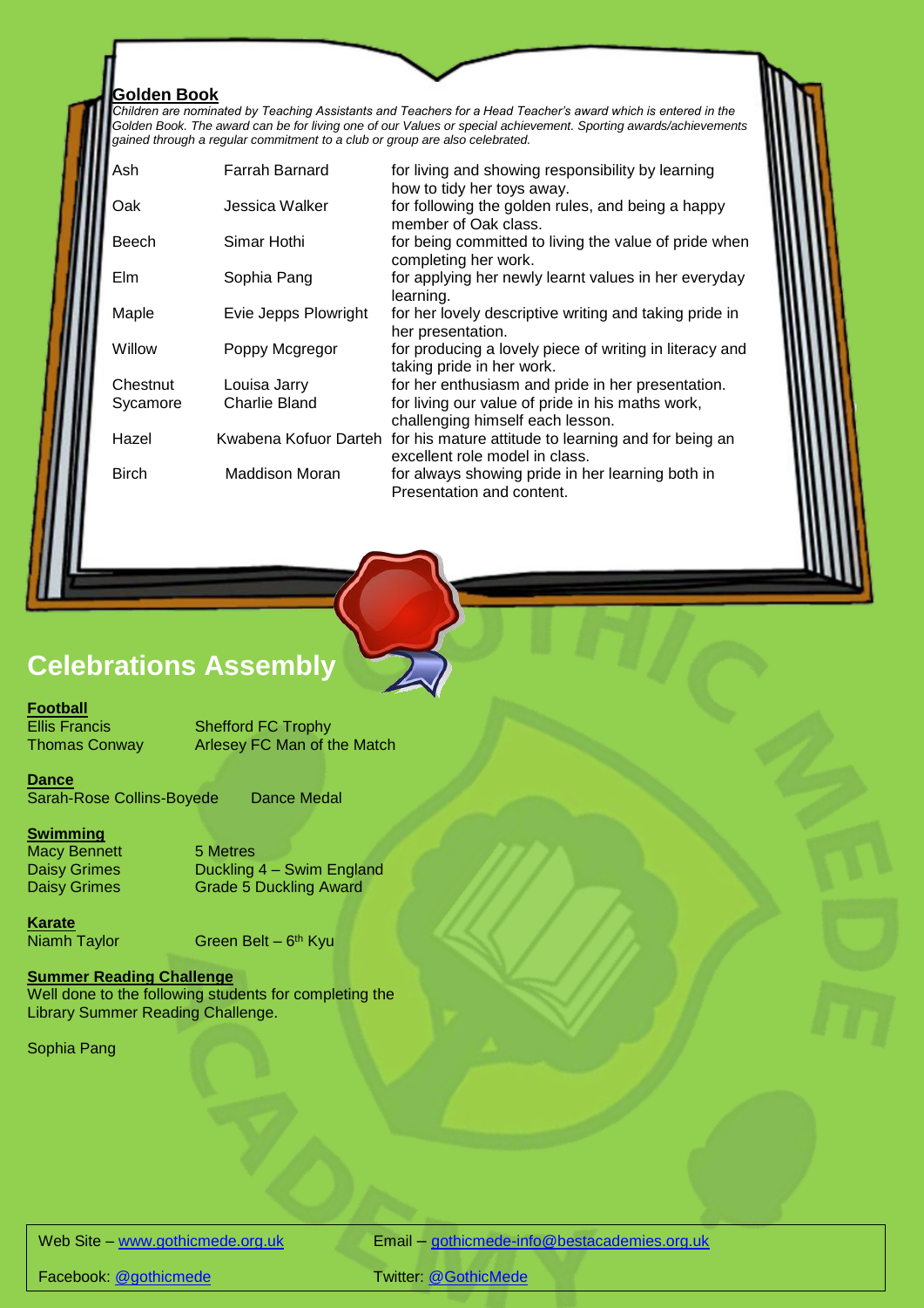## Golden Book

*Children are nominated by Teaching Assistants and Teachers for a Head Teacher's award which is entered in the Golden Book. The award can be for living one of our Values or special achievement. Sporting awards/achievements gained through a regular commitment to a club or group are also celebrated.*

| | | |
|---|---|---|
| Ash | Farrah Barnard | for living and showing responsibility by learning how to tidy her toys away. |
| Oak | Jessica Walker | for following the golden rules, and being a happy member of Oak class. |
| Beech | Simar Hothi | for being committed to living the value of pride when completing her work. |
| Elm | Sophia Pang | for applying her newly learnt values in her everyday learning. |
| Maple | Evie Jepps Plowright | for her lovely descriptive writing and taking pride in her presentation. |
| Willow | Poppy Mcgregor | for producing a lovely piece of writing in literacy and taking pride in her work. |
| Chestnut | Louisa Jarry | for her enthusiasm and pride in her presentation. |
| Sycamore | Charlie Bland | for living our value of pride in his maths work, challenging himself each lesson. |
| Hazel | Kwabena Kofuor Darteh | for his mature attitude to learning and for being an excellent role model in class. |
| Birch | Maddison Moran | for always showing pride in her learning both in Presentation and content. |

# Celebrations Assembly

**Football**

| | |
|---|---|
| Ellis Francis | Shefford FC Trophy |
| Thomas Conway | Arlesey FC Man of the Match |

**Dance**

| | |
|---|---|
| Sarah-Rose Collins-Boyede | Dance Medal |

**Swimming**

| | |
|---|---|
| Macy Bennett | 5 Metres |
| Daisy Grimes | Duckling 4 – Swim England |
| Daisy Grimes | Grade 5 Duckling Award |

**Karate**

| | |
|---|---|
| Niamh Taylor | Green Belt – 6th Kyu |

**Summer Reading Challenge**

Well done to the following students for completing the Library Summer Reading Challenge.

Sophia Pang

Web Site – www.gothicmede.org.uk Email – gothicmede-info@bestacademies.org.uk

Facebook: @gothicmede Twitter: @GothicMede